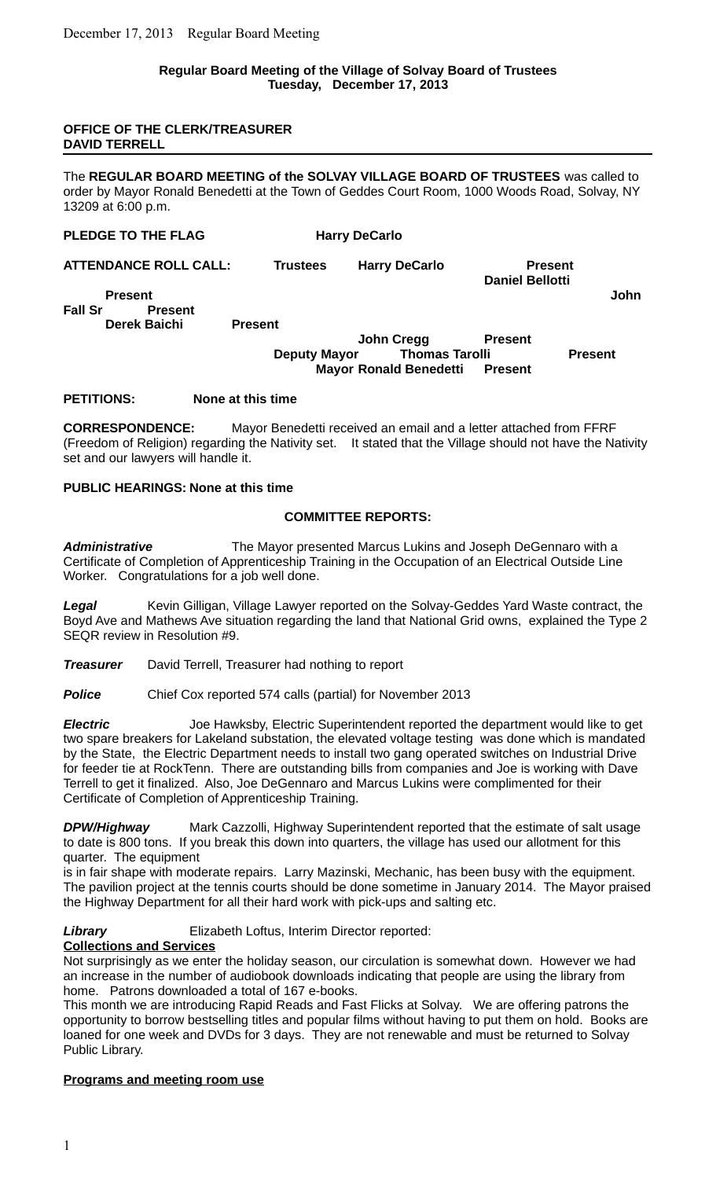**Regular Board Meeting of the Village of Solvay Board of Trustees**
**Tuesday, December 17, 2013**

**OFFICE OF THE CLERK/TREASURER**
**DAVID TERRELL**

The **REGULAR BOARD MEETING of the SOLVAY VILLAGE BOARD OF TRUSTEES** was called to order by Mayor Ronald Benedetti at the Town of Geddes Court Room, 1000 Woods Road, Solvay, NY 13209 at 6:00 p.m.

**PLEDGE TO THE FLAG** **Harry DeCarlo**

**ATTENDANCE ROLL CALL:** **Trustees** **Harry DeCarlo** **Present**
**Daniel Bellotti** **Present**
**John Fall Sr** **Present**
**Derek Baichi** **Present**
**John Cregg** **Present**
**Deputy Mayor** **Thomas Tarolli** **Present**
**Mayor Ronald Benedetti** **Present**

**PETITIONS:** **None at this time**

**CORRESPONDENCE:** Mayor Benedetti received an email and a letter attached from FFRF (Freedom of Religion) regarding the Nativity set. It stated that the Village should not have the Nativity set and our lawyers will handle it.

**PUBLIC HEARINGS: None at this time**

**COMMITTEE REPORTS:**

***Administrative*** The Mayor presented Marcus Lukins and Joseph DeGennaro with a Certificate of Completion of Apprenticeship Training in the Occupation of an Electrical Outside Line Worker. Congratulations for a job well done.

***Legal*** Kevin Gilligan, Village Lawyer reported on the Solvay-Geddes Yard Waste contract, the Boyd Ave and Mathews Ave situation regarding the land that National Grid owns, explained the Type 2 SEQR review in Resolution #9.

***Treasurer*** David Terrell, Treasurer had nothing to report

***Police*** Chief Cox reported 574 calls (partial) for November 2013

***Electric*** Joe Hawksby, Electric Superintendent reported the department would like to get two spare breakers for Lakeland substation, the elevated voltage testing was done which is mandated by the State, the Electric Department needs to install two gang operated switches on Industrial Drive for feeder tie at RockTenn. There are outstanding bills from companies and Joe is working with Dave Terrell to get it finalized. Also, Joe DeGennaro and Marcus Lukins were complimented for their Certificate of Completion of Apprenticeship Training.

***DPW/Highway*** Mark Cazzolli, Highway Superintendent reported that the estimate of salt usage to date is 800 tons. If you break this down into quarters, the village has used our allotment for this quarter. The equipment is in fair shape with moderate repairs. Larry Mazinski, Mechanic, has been busy with the equipment. The pavilion project at the tennis courts should be done sometime in January 2014. The Mayor praised the Highway Department for all their hard work with pick-ups and salting etc.

***Library*** Elizabeth Loftus, Interim Director reported:

**Collections and Services**

Not surprisingly as we enter the holiday season, our circulation is somewhat down. However we had an increase in the number of audiobook downloads indicating that people are using the library from home. Patrons downloaded a total of 167 e-books.

This month we are introducing Rapid Reads and Fast Flicks at Solvay. We are offering patrons the opportunity to borrow bestselling titles and popular films without having to put them on hold. Books are loaned for one week and DVDs for 3 days. They are not renewable and must be returned to Solvay Public Library.

**Programs and meeting room use**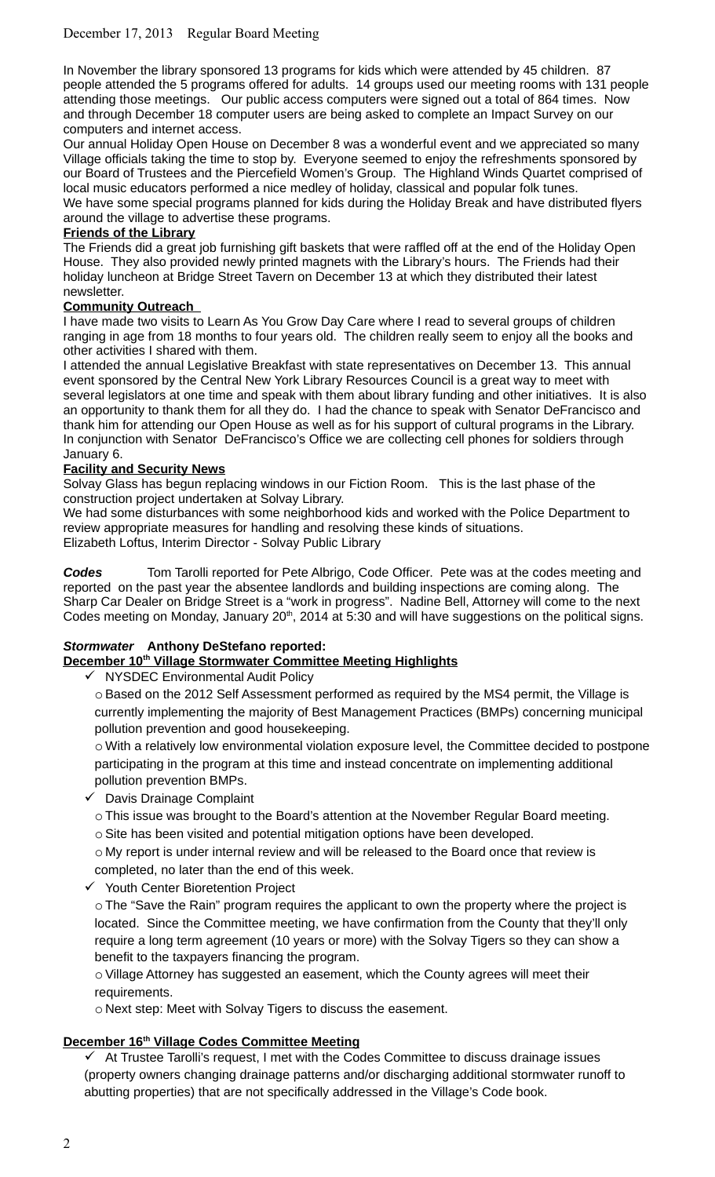In November the library sponsored 13 programs for kids which were attended by 45 children. 87 people attended the 5 programs offered for adults. 14 groups used our meeting rooms with 131 people attending those meetings. Our public access computers were signed out a total of 864 times. Now and through December 18 computer users are being asked to complete an Impact Survey on our computers and internet access.

Our annual Holiday Open House on December 8 was a wonderful event and we appreciated so many Village officials taking the time to stop by. Everyone seemed to enjoy the refreshments sponsored by our Board of Trustees and the Piercefield Women's Group. The Highland Winds Quartet comprised of local music educators performed a nice medley of holiday, classical and popular folk tunes.

We have some special programs planned for kids during the Holiday Break and have distributed flyers around the village to advertise these programs.

**Friends of the Library**

The Friends did a great job furnishing gift baskets that were raffled off at the end of the Holiday Open House. They also provided newly printed magnets with the Library's hours. The Friends had their holiday luncheon at Bridge Street Tavern on December 13 at which they distributed their latest newsletter.

**Community Outreach**

I have made two visits to Learn As You Grow Day Care where I read to several groups of children ranging in age from 18 months to four years old. The children really seem to enjoy all the books and other activities I shared with them.

I attended the annual Legislative Breakfast with state representatives on December 13. This annual event sponsored by the Central New York Library Resources Council is a great way to meet with several legislators at one time and speak with them about library funding and other initiatives. It is also an opportunity to thank them for all they do. I had the chance to speak with Senator DeFrancisco and thank him for attending our Open House as well as for his support of cultural programs in the Library. In conjunction with Senator DeFrancisco's Office we are collecting cell phones for soldiers through January 6.

**Facility and Security News**

Solvay Glass has begun replacing windows in our Fiction Room. This is the last phase of the construction project undertaken at Solvay Library.

We had some disturbances with some neighborhood kids and worked with the Police Department to review appropriate measures for handling and resolving these kinds of situations.

Elizabeth Loftus, Interim Director - Solvay Public Library

***Codes*** Tom Tarolli reported for Pete Albrigo, Code Officer. Pete was at the codes meeting and reported on the past year the absentee landlords and building inspections are coming along. The Sharp Car Dealer on Bridge Street is a "work in progress". Nadine Bell, Attorney will come to the next Codes meeting on Monday, January 20th, 2014 at 5:30 and will have suggestions on the political signs.

***Stormwater*** **Anthony DeStefano reported:**

**December 10th Village Stormwater Committee Meeting Highlights**

- ✓ NYSDEC Environmental Audit Policy
  - Based on the 2012 Self Assessment performed as required by the MS4 permit, the Village is currently implementing the majority of Best Management Practices (BMPs) concerning municipal pollution prevention and good housekeeping.
  - With a relatively low environmental violation exposure level, the Committee decided to postpone participating in the program at this time and instead concentrate on implementing additional pollution prevention BMPs.
- ✓ Davis Drainage Complaint
  - This issue was brought to the Board's attention at the November Regular Board meeting.
  - Site has been visited and potential mitigation options have been developed.
  - My report is under internal review and will be released to the Board once that review is completed, no later than the end of this week.
- ✓ Youth Center Bioretention Project
  - The "Save the Rain" program requires the applicant to own the property where the project is located. Since the Committee meeting, we have confirmation from the County that they'll only require a long term agreement (10 years or more) with the Solvay Tigers so they can show a benefit to the taxpayers financing the program.
  - Village Attorney has suggested an easement, which the County agrees will meet their requirements.
  - Next step: Meet with Solvay Tigers to discuss the easement.

**December 16th Village Codes Committee Meeting**

- ✓ At Trustee Tarolli's request, I met with the Codes Committee to discuss drainage issues (property owners changing drainage patterns and/or discharging additional stormwater runoff to abutting properties) that are not specifically addressed in the Village's Code book.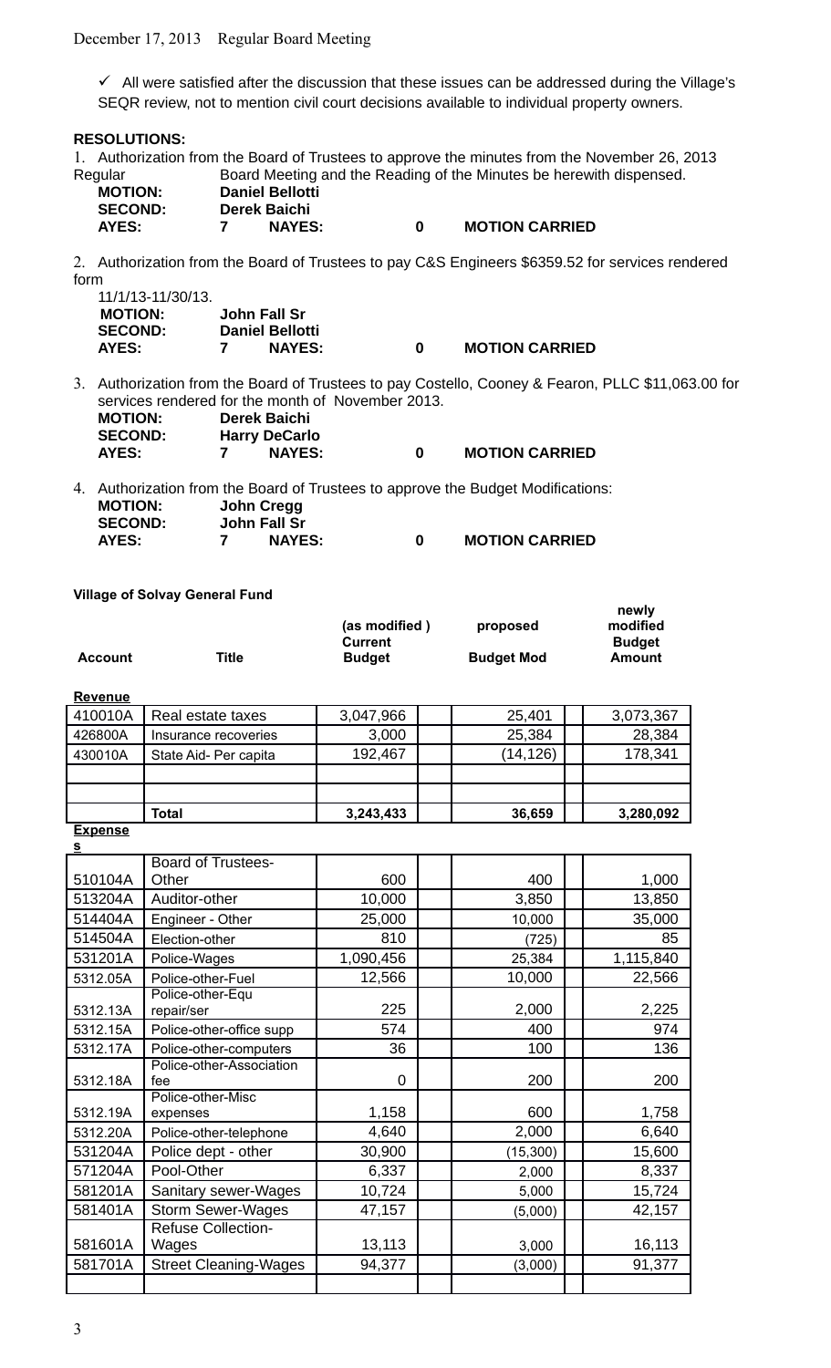✓ All were satisfied after the discussion that these issues can be addressed during the Village's SEQR review, not to mention civil court decisions available to individual property owners.

**RESOLUTIONS:**

1. Authorization from the Board of Trustees to approve the minutes from the November 26, 2013 Regular Board Meeting and the Reading of the Minutes be herewith dispensed.

**MOTION:** Daniel Bellotti
**SECOND:** Derek Baichi
**AYES:** 7 **NAYES:** 0 **MOTION CARRIED**

2. Authorization from the Board of Trustees to pay C&S Engineers $6359.52 for services rendered form 11/1/13-11/30/13.

**MOTION:** John Fall Sr
**SECOND:** Daniel Bellotti
**AYES:** 7 **NAYES:** 0 **MOTION CARRIED**

3. Authorization from the Board of Trustees to pay Costello, Cooney & Fearon, PLLC $11,063.00 for services rendered for the month of November 2013.

**MOTION:** Derek Baichi
**SECOND:** Harry DeCarlo
**AYES:** 7 **NAYES:** 0 **MOTION CARRIED**

4. Authorization from the Board of Trustees to approve the Budget Modifications:

**MOTION:** John Cregg
**SECOND:** John Fall Sr
**AYES:** 7 **NAYES:** 0 **MOTION CARRIED**

**Village of Solvay General Fund**

| Account | Title | (as modified) Current Budget | proposed Budget Mod | newly modified Budget Amount |
|---|---|---|---|---|
| **Revenue** | | | | |
| 410010A | Real estate taxes | 3,047,966 | 25,401 | 3,073,367 |
| 426800A | Insurance recoveries | 3,000 | 25,384 | 28,384 |
| 430010A | State Aid- Per capita | 192,467 | (14,126) | 178,341 |
| | | | | |
| | | | | |
| | **Total** | **3,243,433** | **36,659** | **3,280,092** |
| **Expenses** | | | | |
| 510104A | Board of Trustees-Other | 600 | 400 | 1,000 |
| 513204A | Auditor-other | 10,000 | 3,850 | 13,850 |
| 514404A | Engineer - Other | 25,000 | 10,000 | 35,000 |
| 514504A | Election-other | 810 | (725) | 85 |
| 531201A | Police-Wages | 1,090,456 | 25,384 | 1,115,840 |
| 5312.05A | Police-other-Fuel | 12,566 | 10,000 | 22,566 |
| 5312.13A | Police-other-Equ repair/ser | 225 | 2,000 | 2,225 |
| 5312.15A | Police-other-office supp | 574 | 400 | 974 |
| 5312.17A | Police-other-computers | 36 | 100 | 136 |
| 5312.18A | Police-other-Association fee | 0 | 200 | 200 |
| 5312.19A | Police-other-Misc expenses | 1,158 | 600 | 1,758 |
| 5312.20A | Police-other-telephone | 4,640 | 2,000 | 6,640 |
| 531204A | Police dept - other | 30,900 | (15,300) | 15,600 |
| 571204A | Pool-Other | 6,337 | 2,000 | 8,337 |
| 581201A | Sanitary sewer-Wages | 10,724 | 5,000 | 15,724 |
| 581401A | Storm Sewer-Wages | 47,157 | (5,000) | 42,157 |
| 581601A | Refuse Collection-Wages | 13,113 | 3,000 | 16,113 |
| 581701A | Street Cleaning-Wages | 94,377 | (3,000) | 91,377 |
| | | | | |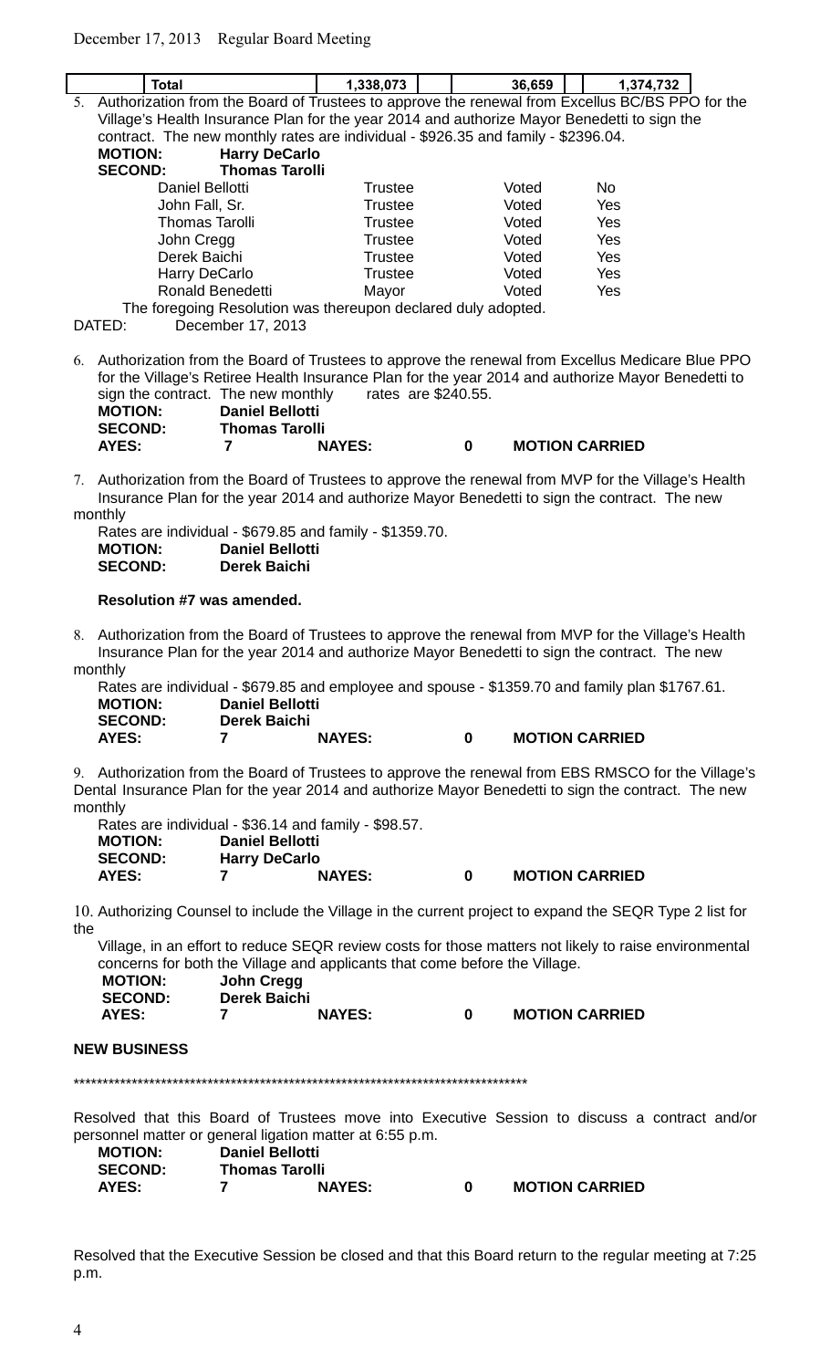| Total | 1,338,073 | | 36,659 | | 1,374,732 |
|---|---|---|---|---|---|

5. Authorization from the Board of Trustees to approve the renewal from Excellus BC/BS PPO for the Village's Health Insurance Plan for the year 2014 and authorize Mayor Benedetti to sign the contract. The new monthly rates are individual - $926.35 and family - $2396.04.

**MOTION:** **Harry DeCarlo**
**SECOND:** **Thomas Tarolli**

| | | | |
|---|---|---|---|
| Daniel Bellotti | Trustee | Voted | No |
| John Fall, Sr. | Trustee | Voted | Yes |
| Thomas Tarolli | Trustee | Voted | Yes |
| John Cregg | Trustee | Voted | Yes |
| Derek Baichi | Trustee | Voted | Yes |
| Harry DeCarlo | Trustee | Voted | Yes |
| Ronald Benedetti | Mayor | Voted | Yes |

The foregoing Resolution was thereupon declared duly adopted.

DATED: December 17, 2013

6. Authorization from the Board of Trustees to approve the renewal from Excellus Medicare Blue PPO for the Village's Retiree Health Insurance Plan for the year 2014 and authorize Mayor Benedetti to sign the contract. The new monthly rates are $240.55.

**MOTION:** **Daniel Bellotti**
**SECOND:** **Thomas Tarolli**
**AYES:** **7** **NAYES:** **0** **MOTION CARRIED**

7. Authorization from the Board of Trustees to approve the renewal from MVP for the Village's Health Insurance Plan for the year 2014 and authorize Mayor Benedetti to sign the contract. The new monthly Rates are individual - $679.85 and family - $1359.70.

**MOTION:** **Daniel Bellotti**
**SECOND:** **Derek Baichi**

**Resolution #7 was amended.**

8. Authorization from the Board of Trustees to approve the renewal from MVP for the Village's Health Insurance Plan for the year 2014 and authorize Mayor Benedetti to sign the contract. The new monthly Rates are individual - $679.85 and employee and spouse - $1359.70 and family plan $1767.61.

**MOTION:** **Daniel Bellotti**
**SECOND:** **Derek Baichi**
**AYES:** **7** **NAYES:** **0** **MOTION CARRIED**

9. Authorization from the Board of Trustees to approve the renewal from EBS RMSCO for the Village's Dental Insurance Plan for the year 2014 and authorize Mayor Benedetti to sign the contract. The new monthly Rates are individual - $36.14 and family - $98.57.

**MOTION:** **Daniel Bellotti**
**SECOND:** **Harry DeCarlo**
**AYES:** **7** **NAYES:** **0** **MOTION CARRIED**

10. Authorizing Counsel to include the Village in the current project to expand the SEQR Type 2 list for the Village, in an effort to reduce SEQR review costs for those matters not likely to raise environmental concerns for both the Village and applicants that come before the Village.

**MOTION:** **John Cregg**
**SECOND:** **Derek Baichi**
**AYES:** **7** **NAYES:** **0** **MOTION CARRIED**

**NEW BUSINESS**

*******************************************************************************

Resolved that this Board of Trustees move into Executive Session to discuss a contract and/or personnel matter or general ligation matter at 6:55 p.m.

**MOTION:** **Daniel Bellotti**
**SECOND:** **Thomas Tarolli**
**AYES:** **7** **NAYES:** **0** **MOTION CARRIED**

Resolved that the Executive Session be closed and that this Board return to the regular meeting at 7:25 p.m.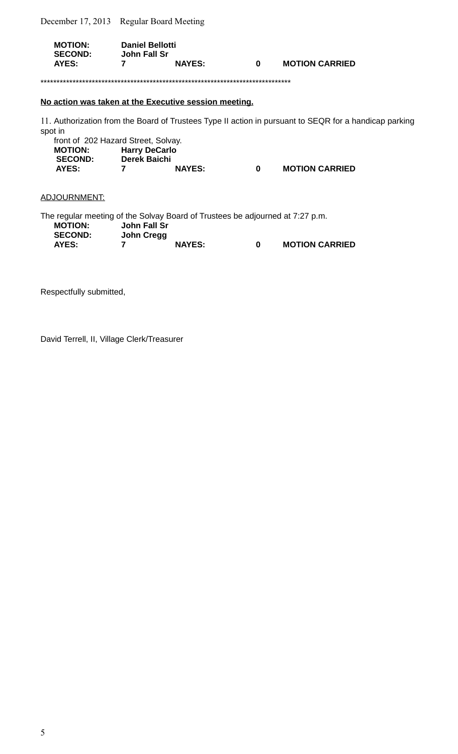| | | | | |
|---|---|---|---|---|
| **MOTION:** | **Daniel Bellotti** | | | |
| **SECOND:** | **John Fall Sr** | | | |
| **AYES:** | **7** | **NAYES:** | **0** | **MOTION CARRIED** |

******************************************************************************

**No action was taken at the Executive session meeting.**

11. Authorization from the Board of Trustees Type II action in pursuant to SEQR for a handicap parking spot in front of 202 Hazard Street, Solvay.

| | | | | |
|---|---|---|---|---|
| **MOTION:** | **Harry DeCarlo** | | | |
| **SECOND:** | **Derek Baichi** | | | |
| **AYES:** | **7** | **NAYES:** | **0** | **MOTION CARRIED** |

ADJOURNMENT:

The regular meeting of the Solvay Board of Trustees be adjourned at 7:27 p.m.

| | | | | |
|---|---|---|---|---|
| **MOTION:** | **John Fall Sr** | | | |
| **SECOND:** | **John Cregg** | | | |
| **AYES:** | **7** | **NAYES:** | **0** | **MOTION CARRIED** |

Respectfully submitted,

David Terrell, II, Village Clerk/Treasurer